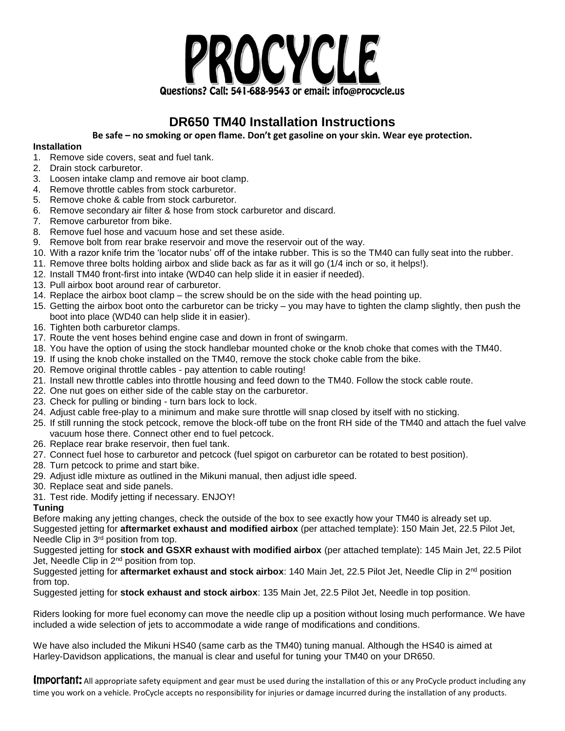# PROCYCLE

Questions? Call: 541-688-9543 or email: info@procycle.us

## DR650 TM40 Installation Instructions

**Be safe – no smoking or open flame. Don't get gasoline on your skin. Wear eye protection.**

### Installation

1. Remove side covers, seat and fuel tank.
2. Drain stock carburetor.
3. Loosen intake clamp and remove air boot clamp.
4. Remove throttle cables from stock carburetor.
5. Remove choke & cable from stock carburetor.
6. Remove secondary air filter & hose from stock carburetor and discard.
7. Remove carburetor from bike.
8. Remove fuel hose and vacuum hose and set these aside.
9. Remove bolt from rear brake reservoir and move the reservoir out of the way.
10. With a razor knife trim the 'locator nubs' off of the intake rubber. This is so the TM40 can fully seat into the rubber.
11. Remove three bolts holding airbox and slide back as far as it will go (1/4 inch or so, it helps!).
12. Install TM40 front-first into intake (WD40 can help slide it in easier if needed).
13. Pull airbox boot around rear of carburetor.
14. Replace the airbox boot clamp – the screw should be on the side with the head pointing up.
15. Getting the airbox boot onto the carburetor can be tricky – you may have to tighten the clamp slightly, then push the boot into place (WD40 can help slide it in easier).
16. Tighten both carburetor clamps.
17. Route the vent hoses behind engine case and down in front of swingarm.
18. You have the option of using the stock handlebar mounted choke or the knob choke that comes with the TM40.
19. If using the knob choke installed on the TM40, remove the stock choke cable from the bike.
20. Remove original throttle cables - pay attention to cable routing!
21. Install new throttle cables into throttle housing and feed down to the TM40. Follow the stock cable route.
22. One nut goes on either side of the cable stay on the carburetor.
23. Check for pulling or binding - turn bars lock to lock.
24. Adjust cable free-play to a minimum and make sure throttle will snap closed by itself with no sticking.
25. If still running the stock petcock, remove the block-off tube on the front RH side of the TM40 and attach the fuel valve vacuum hose there. Connect other end to fuel petcock.
26. Replace rear brake reservoir, then fuel tank.
27. Connect fuel hose to carburetor and petcock (fuel spigot on carburetor can be rotated to best position).
28. Turn petcock to prime and start bike.
29. Adjust idle mixture as outlined in the Mikuni manual, then adjust idle speed.
30. Replace seat and side panels.
31. Test ride. Modify jetting if necessary. ENJOY!

### Tuning

Before making any jetting changes, check the outside of the box to see exactly how your TM40 is already set up.
Suggested jetting for **aftermarket exhaust and modified airbox** (per attached template): 150 Main Jet, 22.5 Pilot Jet, Needle Clip in 3rd position from top.
Suggested jetting for **stock and GSXR exhaust with modified airbox** (per attached template): 145 Main Jet, 22.5 Pilot Jet, Needle Clip in 2nd position from top.
Suggested jetting for **aftermarket exhaust and stock airbox**: 140 Main Jet, 22.5 Pilot Jet, Needle Clip in 2nd position from top.
Suggested jetting for **stock exhaust and stock airbox**: 135 Main Jet, 22.5 Pilot Jet, Needle in top position.

Riders looking for more fuel economy can move the needle clip up a position without losing much performance. We have included a wide selection of jets to accommodate a wide range of modifications and conditions.

We have also included the Mikuni HS40 (same carb as the TM40) tuning manual. Although the HS40 is aimed at Harley-Davidson applications, the manual is clear and useful for tuning your TM40 on your DR650.

**Important:** All appropriate safety equipment and gear must be used during the installation of this or any ProCycle product including any time you work on a vehicle. ProCycle accepts no responsibility for injuries or damage incurred during the installation of any products.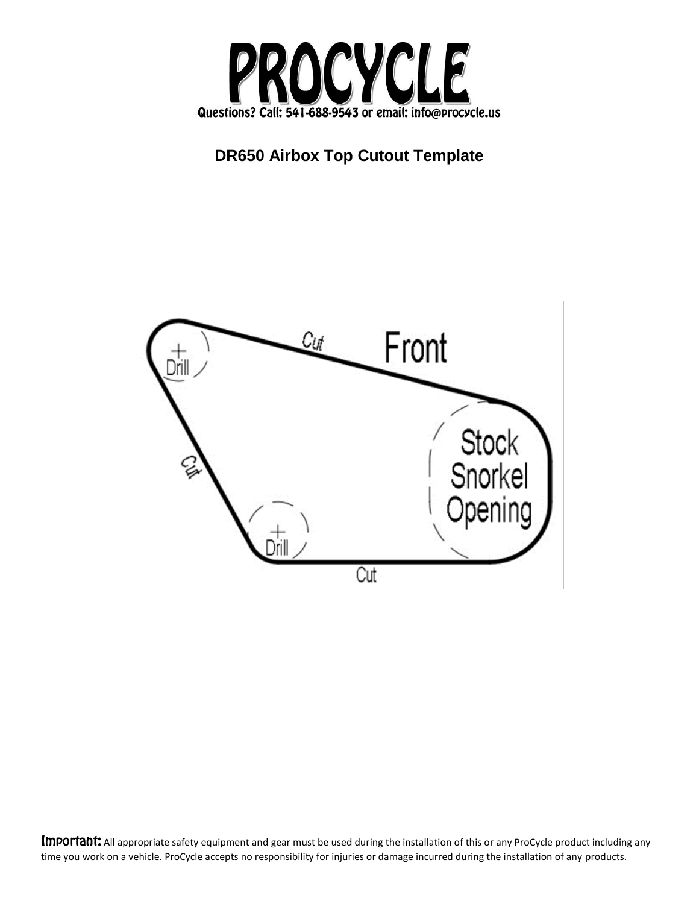# PROCYCLE

Questions? Call: 541-688-9543 or email: info@procycle.us

## DR650 Airbox Top Cutout Template

Cut

Front

Drill

Cut

Stock Snorkel Opening

Drill

Cut

**Important:** All appropriate safety equipment and gear must be used during the installation of this or any ProCycle product including any time you work on a vehicle. ProCycle accepts no responsibility for injuries or damage incurred during the installation of any products.